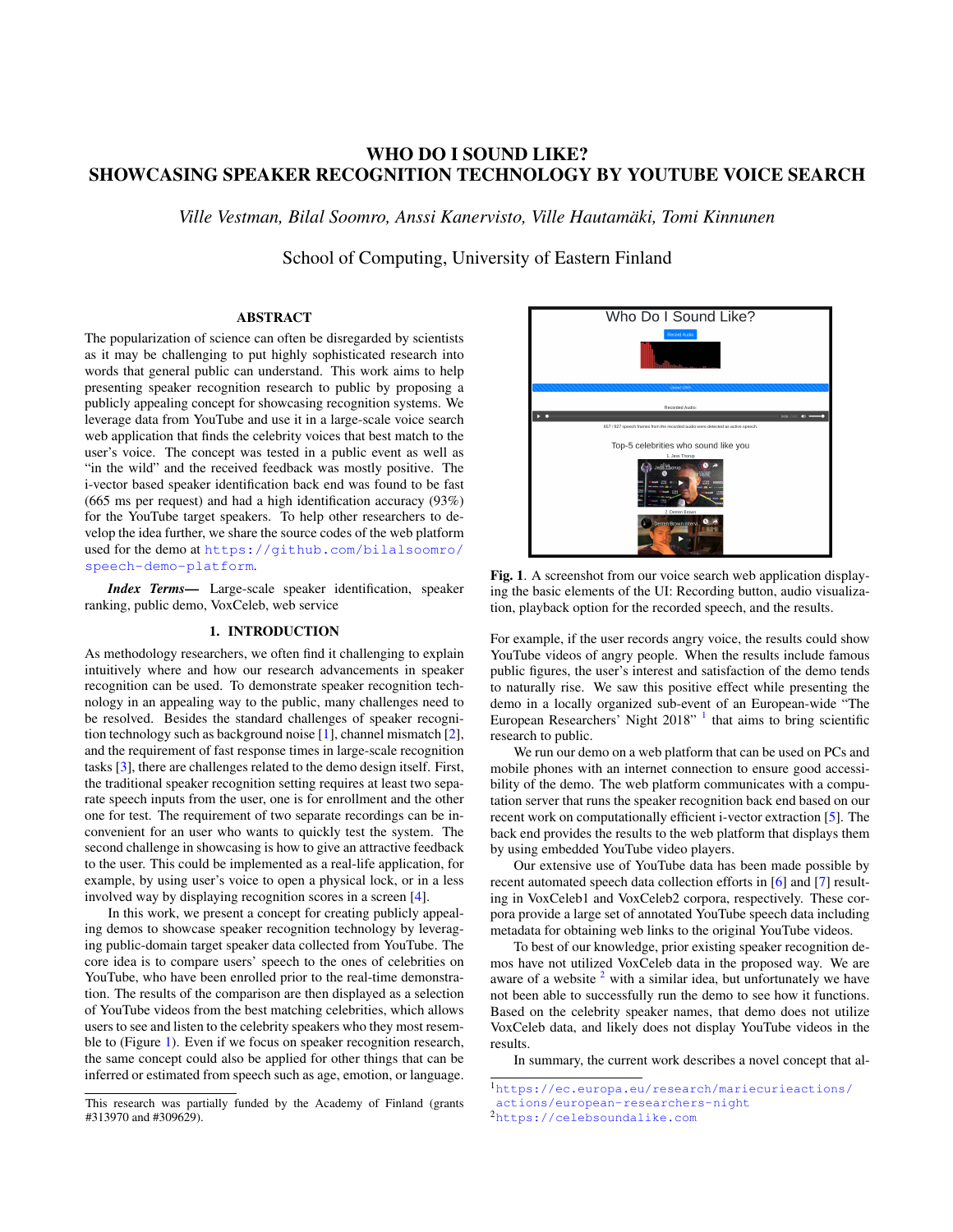# WHO DO I SOUND LIKE?
# SHOWCASING SPEAKER RECOGNITION TECHNOLOGY BY YOUTUBE VOICE SEARCH

*Ville Vestman, Bilal Soomro, Anssi Kanervisto, Ville Hautamäki, Tomi Kinnunen*

School of Computing, University of Eastern Finland

## ABSTRACT

The popularization of science can often be disregarded by scientists as it may be challenging to put highly sophisticated research into words that general public can understand. This work aims to help presenting speaker recognition research to public by proposing a publicly appealing concept for showcasing recognition systems. We leverage data from YouTube and use it in a large-scale voice search web application that finds the celebrity voices that best match to the user's voice. The concept was tested in a public event as well as "in the wild" and the received feedback was mostly positive. The i-vector based speaker identification back end was found to be fast (665 ms per request) and had a high identification accuracy (93%) for the YouTube target speakers. To help other researchers to develop the idea further, we share the source codes of the web platform used for the demo at https://github.com/bilalsoomro/speech-demo-platform.

***Index Terms*—** Large-scale speaker identification, speaker ranking, public demo, VoxCeleb, web service

## 1. INTRODUCTION

As methodology researchers, we often find it challenging to explain intuitively where and how our research advancements in speaker recognition can be used. To demonstrate speaker recognition technology in an appealing way to the public, many challenges need to be resolved. Besides the standard challenges of speaker recognition technology such as background noise [1], channel mismatch [2], and the requirement of fast response times in large-scale recognition tasks [3], there are challenges related to the demo design itself. First, the traditional speaker recognition setting requires at least two separate speech inputs from the user, one is for enrollment and the other one for test. The requirement of two separate recordings can be inconvenient for an user who wants to quickly test the system. The second challenge in showcasing is how to give an attractive feedback to the user. This could be implemented as a real-life application, for example, by using user's voice to open a physical lock, or in a less involved way by displaying recognition scores in a screen [4].

In this work, we present a concept for creating publicly appealing demos to showcase speaker recognition technology by leveraging public-domain target speaker data collected from YouTube. The core idea is to compare users' speech to the ones of celebrities on YouTube, who have been enrolled prior to the real-time demonstration. The results of the comparison are then displayed as a selection of YouTube videos from the best matching celebrities, which allows users to see and listen to the celebrity speakers who they most resemble to (Figure 1). Even if we focus on speaker recognition research, the same concept could also be applied for other things that can be inferred or estimated from speech such as age, emotion, or language.

Who Do I Sound Like?

Record Audio

Recorded Audio:

Top-5 celebrities who sound like you

1. Jesse Thorup

2. Derren Brown

**Fig. 1**. A screenshot from our voice search web application displaying the basic elements of the UI: Recording button, audio visualization, playback option for the recorded speech, and the results.

For example, if the user records angry voice, the results could show YouTube videos of angry people. When the results include famous public figures, the user's interest and satisfaction of the demo tends to naturally rise. We saw this positive effect while presenting the demo in a locally organized sub-event of an European-wide "The European Researchers' Night 2018" [1] that aims to bring scientific research to public.

We run our demo on a web platform that can be used on PCs and mobile phones with an internet connection to ensure good accessibility of the demo. The web platform communicates with a computation server that runs the speaker recognition back end based on our recent work on computationally efficient i-vector extraction [5]. The back end provides the results to the web platform that displays them by using embedded YouTube video players.

Our extensive use of YouTube data has been made possible by recent automated speech data collection efforts in [6] and [7] resulting in VoxCeleb1 and VoxCeleb2 corpora, respectively. These corpora provide a large set of annotated YouTube speech data including metadata for obtaining web links to the original YouTube videos.

To best of our knowledge, prior existing speaker recognition demos have not utilized VoxCeleb data in the proposed way. We are aware of a website [2] with a similar idea, but unfortunately we have not been able to successfully run the demo to see how it functions. Based on the celebrity speaker names, that demo does not utilize VoxCeleb data, and likely does not display YouTube videos in the results.

In summary, the current work describes a novel concept that al-

---

This research was partially funded by the Academy of Finland (grants #313970 and #309629).

[1] https://ec.europa.eu/research/mariecurieactions/actions/european-researchers-night

[2] https://celebsoundalike.com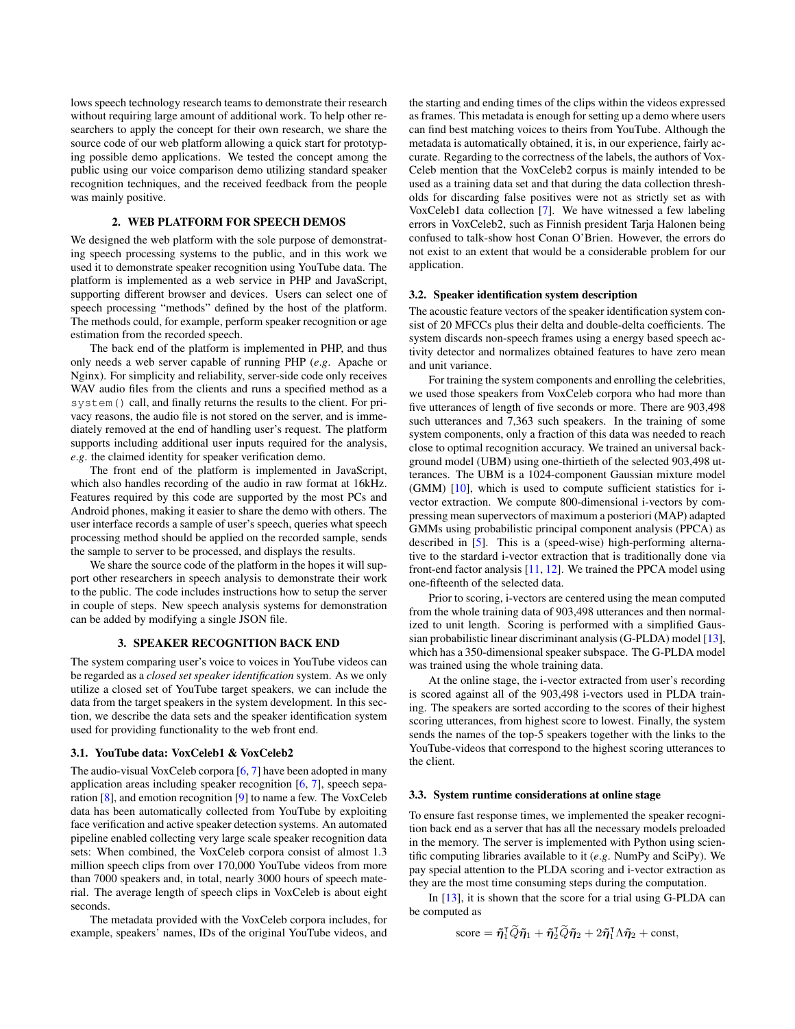lows speech technology research teams to demonstrate their research without requiring large amount of additional work. To help other researchers to apply the concept for their own research, we share the source code of our web platform allowing a quick start for prototyping possible demo applications. We tested the concept among the public using our voice comparison demo utilizing standard speaker recognition techniques, and the received feedback from the people was mainly positive.

## 2. WEB PLATFORM FOR SPEECH DEMOS

We designed the web platform with the sole purpose of demonstrating speech processing systems to the public, and in this work we used it to demonstrate speaker recognition using YouTube data. The platform is implemented as a web service in PHP and JavaScript, supporting different browser and devices. Users can select one of speech processing "methods" defined by the host of the platform. The methods could, for example, perform speaker recognition or age estimation from the recorded speech.

The back end of the platform is implemented in PHP, and thus only needs a web server capable of running PHP (*e.g.* Apache or Nginx). For simplicity and reliability, server-side code only receives WAV audio files from the clients and runs a specified method as a `system()` call, and finally returns the results to the client. For privacy reasons, the audio file is not stored on the server, and is immediately removed at the end of handling user's request. The platform supports including additional user inputs required for the analysis, *e.g.* the claimed identity for speaker verification demo.

The front end of the platform is implemented in JavaScript, which also handles recording of the audio in raw format at 16kHz. Features required by this code are supported by the most PCs and Android phones, making it easier to share the demo with others. The user interface records a sample of user's speech, queries what speech processing method should be applied on the recorded sample, sends the sample to server to be processed, and displays the results.

We share the source code of the platform in the hopes it will support other researchers in speech analysis to demonstrate their work to the public. The code includes instructions how to setup the server in couple of steps. New speech analysis systems for demonstration can be added by modifying a single JSON file.

## 3. SPEAKER RECOGNITION BACK END

The system comparing user's voice to voices in YouTube videos can be regarded as a *closed set speaker identification* system. As we only utilize a closed set of YouTube target speakers, we can include the data from the target speakers in the system development. In this section, we describe the data sets and the speaker identification system used for providing functionality to the web front end.

### 3.1. YouTube data: VoxCeleb1 & VoxCeleb2

The audio-visual VoxCeleb corpora [6, 7] have been adopted in many application areas including speaker recognition [6, 7], speech separation [8], and emotion recognition [9] to name a few. The VoxCeleb data has been automatically collected from YouTube by exploiting face verification and active speaker detection systems. An automated pipeline enabled collecting very large scale speaker recognition data sets: When combined, the VoxCeleb corpora consist of almost 1.3 million speech clips from over 170,000 YouTube videos from more than 7000 speakers and, in total, nearly 3000 hours of speech material. The average length of speech clips in VoxCeleb is about eight seconds.

The metadata provided with the VoxCeleb corpora includes, for example, speakers' names, IDs of the original YouTube videos, and the starting and ending times of the clips within the videos expressed as frames. This metadata is enough for setting up a demo where users can find best matching voices to theirs from YouTube. Although the metadata is automatically obtained, it is, in our experience, fairly accurate. Regarding to the correctness of the labels, the authors of VoxCeleb mention that the VoxCeleb2 corpus is mainly intended to be used as a training data set and that during the data collection thresholds for discarding false positives were not as strictly set as with VoxCeleb1 data collection [7]. We have witnessed a few labeling errors in VoxCeleb2, such as Finnish president Tarja Halonen being confused to talk-show host Conan O'Brien. However, the errors do not exist to an extent that would be a considerable problem for our application.

### 3.2. Speaker identification system description

The acoustic feature vectors of the speaker identification system consist of 20 MFCCs plus their delta and double-delta coefficients. The system discards non-speech frames using a energy based speech activity detector and normalizes obtained features to have zero mean and unit variance.

For training the system components and enrolling the celebrities, we used those speakers from VoxCeleb corpora who had more than five utterances of length of five seconds or more. There are 903,498 such utterances and 7,363 such speakers. In the training of some system components, only a fraction of this data was needed to reach close to optimal recognition accuracy. We trained an universal background model (UBM) using one-thirtieth of the selected 903,498 utterances. The UBM is a 1024-component Gaussian mixture model (GMM) [10], which is used to compute sufficient statistics for i-vector extraction. We compute 800-dimensional i-vectors by compressing mean supervectors of maximum a posteriori (MAP) adapted GMMs using probabilistic principal component analysis (PPCA) as described in [5]. This is a (speed-wise) high-performing alternative to the standard i-vector extraction that is traditionally done via front-end factor analysis [11, 12]. We trained the PPCA model using one-fifteenth of the selected data.

Prior to scoring, i-vectors are centered using the mean computed from the whole training data of 903,498 utterances and then normalized to unit length. Scoring is performed with a simplified Gaussian probabilistic linear discriminant analysis (G-PLDA) model [13], which has a 350-dimensional speaker subspace. The G-PLDA model was trained using the whole training data.

At the online stage, the i-vector extracted from user's recording is scored against all of the 903,498 i-vectors used in PLDA training. The speakers are sorted according to the scores of their highest scoring utterances, from highest score to lowest. Finally, the system sends the names of the top-5 speakers together with the links to the YouTube-videos that correspond to the highest scoring utterances to the client.

### 3.3. System runtime considerations at online stage

To ensure fast response times, we implemented the speaker recognition back end as a server that has all the necessary models preloaded in the memory. The server is implemented with Python using scientific computing libraries available to it (*e.g.* NumPy and SciPy). We pay special attention to the PLDA scoring and i-vector extraction as they are the most time consuming steps during the computation.

In [13], it is shown that the score for a trial using G-PLDA can be computed as

$$\text{score} = \tilde{\eta}_1^\intercal \widetilde{Q} \tilde{\eta}_1 + \tilde{\eta}_2^\intercal \widetilde{Q} \tilde{\eta}_2 + 2\tilde{\eta}_1^\intercal \Lambda \tilde{\eta}_2 + \text{const},$$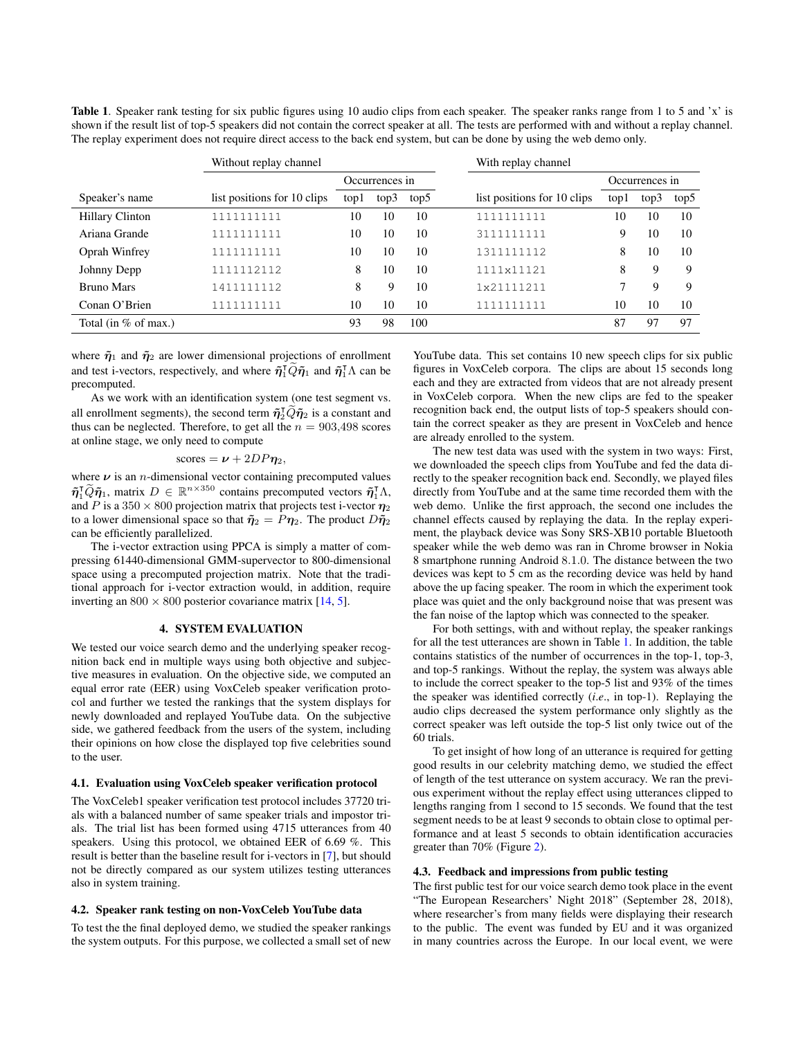**Table 1**. Speaker rank testing for six public figures using 10 audio clips from each speaker. The speaker ranks range from 1 to 5 and 'x' is shown if the result list of top-5 speakers did not contain the correct speaker at all. The tests are performed with and without a replay channel. The replay experiment does not require direct access to the back end system, but can be done by using the web demo only.

| | Without replay channel | | | | With replay channel | | | |
|---|---|---|---|---|---|---|---|---|
| | | Occurrences in | | | | Occurrences in | | |
| Speaker's name | list positions for 10 clips | top1 | top3 | top5 | list positions for 10 clips | top1 | top3 | top5 |
| Hillary Clinton | 1111111111 | 10 | 10 | 10 | 1111111111 | 10 | 10 | 10 |
| Ariana Grande | 1111111111 | 10 | 10 | 10 | 3111111111 | 9 | 10 | 10 |
| Oprah Winfrey | 1111111111 | 10 | 10 | 10 | 1311111112 | 8 | 10 | 10 |
| Johnny Depp | 1111112112 | 8 | 10 | 10 | 1111x11121 | 8 | 9 | 9 |
| Bruno Mars | 1411111112 | 8 | 9 | 10 | 1x21111211 | 7 | 9 | 9 |
| Conan O'Brien | 1111111111 | 10 | 10 | 10 | 1111111111 | 10 | 10 | 10 |
| Total (in % of max.) | | 93 | 98 | 100 | | 87 | 97 | 97 |

where $\tilde{\boldsymbol{\eta}}_1$ and $\tilde{\boldsymbol{\eta}}_2$ are lower dimensional projections of enrollment and test i-vectors, respectively, and where $\tilde{\boldsymbol{\eta}}_1^{\intercal}\widetilde{Q}\tilde{\boldsymbol{\eta}}_1$ and $\tilde{\boldsymbol{\eta}}_1^{\intercal}\Lambda$ can be precomputed.

As we work with an identification system (one test segment vs. all enrollment segments), the second term $\tilde{\boldsymbol{\eta}}_2^{\intercal}\widetilde{Q}\tilde{\boldsymbol{\eta}}_2$ is a constant and thus can be neglected. Therefore, to get all the $n = 903{,}498$ scores at online stage, we only need to compute

$$\text{scores} = \boldsymbol{\nu} + 2DP\boldsymbol{\eta}_2,$$

where $\boldsymbol{\nu}$ is an $n$-dimensional vector containing precomputed values $\tilde{\boldsymbol{\eta}}_1^{\intercal}\widetilde{Q}\tilde{\boldsymbol{\eta}}_1$, matrix $D \in \mathbb{R}^{n \times 350}$ contains precomputed vectors $\tilde{\boldsymbol{\eta}}_1^{\intercal}\Lambda$, and $P$ is a $350 \times 800$ projection matrix that projects test i-vector $\boldsymbol{\eta}_2$ to a lower dimensional space so that $\tilde{\boldsymbol{\eta}}_2 = P\boldsymbol{\eta}_2$. The product $D\tilde{\boldsymbol{\eta}}_2$ can be efficiently parallelized.

The i-vector extraction using PPCA is simply a matter of compressing 61440-dimensional GMM-supervector to 800-dimensional space using a precomputed projection matrix. Note that the traditional approach for i-vector extraction would, in addition, require inverting an $800 \times 800$ posterior covariance matrix [14, 5].

## 4. SYSTEM EVALUATION

We tested our voice search demo and the underlying speaker recognition back end in multiple ways using both objective and subjective measures in evaluation. On the objective side, we computed an equal error rate (EER) using VoxCeleb speaker verification protocol and further we tested the rankings that the system displays for newly downloaded and replayed YouTube data. On the subjective side, we gathered feedback from the users of the system, including their opinions on how close the displayed top five celebrities sound to the user.

### 4.1. Evaluation using VoxCeleb speaker verification protocol

The VoxCeleb1 speaker verification test protocol includes 37720 trials with a balanced number of same speaker trials and impostor trials. The trial list has been formed using 4715 utterances from 40 speakers. Using this protocol, we obtained EER of 6.69 %. This result is better than the baseline result for i-vectors in [7], but should not be directly compared as our system utilizes testing utterances also in system training.

### 4.2. Speaker rank testing on non-VoxCeleb YouTube data

To test the the final deployed demo, we studied the speaker rankings the system outputs. For this purpose, we collected a small set of new YouTube data. This set contains 10 new speech clips for six public figures in VoxCeleb corpora. The clips are about 15 seconds long each and they are extracted from videos that are not already present in VoxCeleb corpora. When the new clips are fed to the speaker recognition back end, the output lists of top-5 speakers should contain the correct speaker as they are present in VoxCeleb and hence are already enrolled to the system.

The new test data was used with the system in two ways: First, we downloaded the speech clips from YouTube and fed the data directly to the speaker recognition back end. Secondly, we played files directly from YouTube and at the same time recorded them with the web demo. Unlike the first approach, the second one includes the channel effects caused by replaying the data. In the replay experiment, the playback device was Sony SRS-XB10 portable Bluetooth speaker while the web demo was ran in Chrome browser in Nokia 8 smartphone running Android 8.1.0. The distance between the two devices was kept to 5 cm as the recording device was held by hand above the up facing speaker. The room in which the experiment took place was quiet and the only background noise that was present was the fan noise of the laptop which was connected to the speaker.

For both settings, with and without replay, the speaker rankings for all the test utterances are shown in Table 1. In addition, the table contains statistics of the number of occurrences in the top-1, top-3, and top-5 rankings. Without the replay, the system was always able to include the correct speaker to the top-5 list and 93% of the times the speaker was identified correctly (*i.e.*, in top-1). Replaying the audio clips decreased the system performance only slightly as the correct speaker was left outside the top-5 list only twice out of the 60 trials.

To get insight of how long of an utterance is required for getting good results in our celebrity matching demo, we studied the effect of length of the test utterance on system accuracy. We ran the previous experiment without the replay effect using utterances clipped to lengths ranging from 1 second to 15 seconds. We found that the test segment needs to be at least 9 seconds to obtain close to optimal performance and at least 5 seconds to obtain identification accuracies greater than 70% (Figure 2).

### 4.3. Feedback and impressions from public testing

The first public test for our voice search demo took place in the event "The European Researchers' Night 2018" (September 28, 2018), where researcher's from many fields were displaying their research to the public. The event was funded by EU and it was organized in many countries across the Europe. In our local event, we were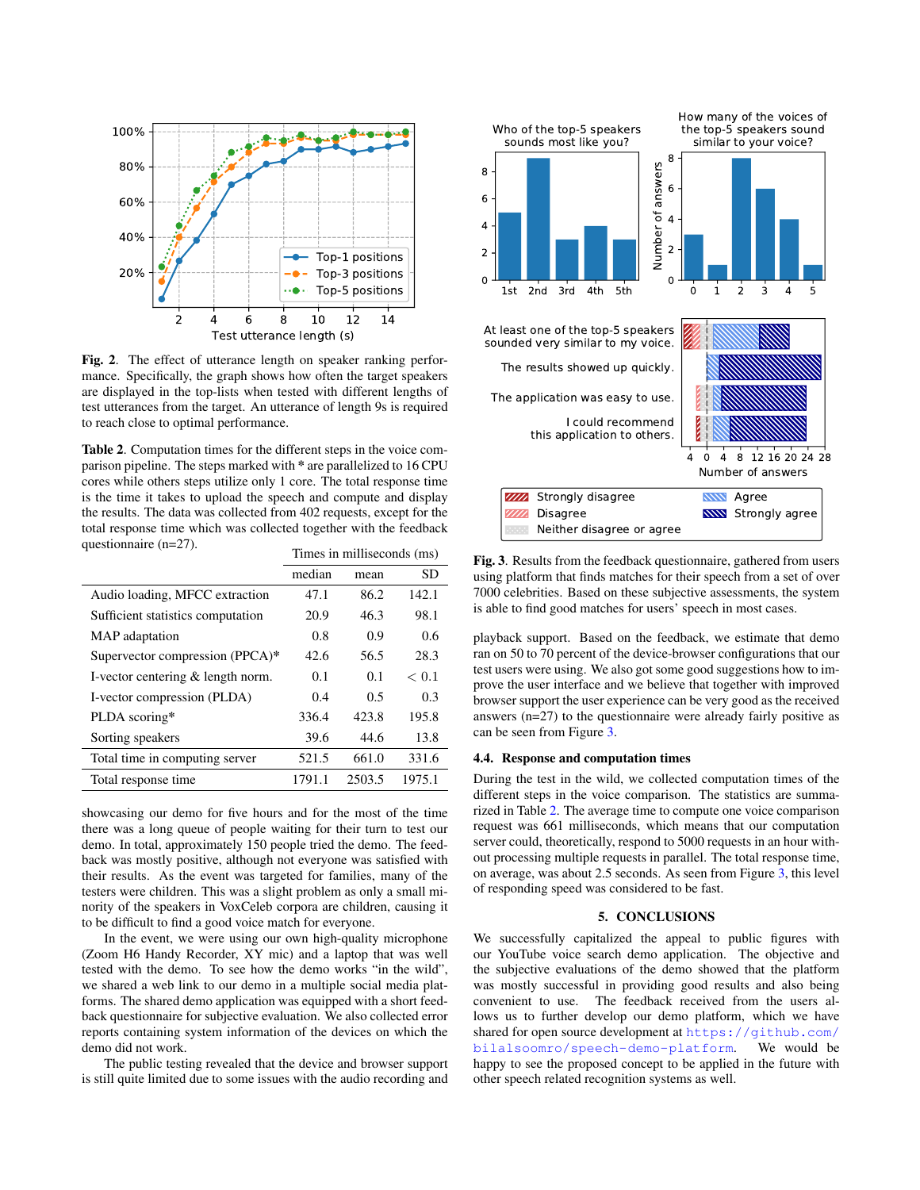100%
80%
60%
40%
20%
2 4 6 8 10 12 14
Test utterance length (s)
Top-1 positions
Top-3 positions
Top-5 positions

**Fig. 2**. The effect of utterance length on speaker ranking performance. Specifically, the graph shows how often the target speakers are displayed in the top-lists when tested with different lengths of test utterances from the target. An utterance of length 9s is required to reach close to optimal performance.

**Table 2**. Computation times for the different steps in the voice comparison pipeline. The steps marked with * are parallelized to 16 CPU cores while others steps utilize only 1 core. The total response time is the time it takes to upload the speech and compute and display the results. The data was collected from 402 requests, except for the total response time which was collected together with the feedback questionnaire (n=27).

| | Times in milliseconds (ms) | | |
|---|---|---|---|
| | median | mean | SD |
| Audio loading, MFCC extraction | 47.1 | 86.2 | 142.1 |
| Sufficient statistics computation | 20.9 | 46.3 | 98.1 |
| MAP adaptation | 0.8 | 0.9 | 0.6 |
| Supervector compression (PPCA)* | 42.6 | 56.5 | 28.3 |
| I-vector centering & length norm. | 0.1 | 0.1 | < 0.1 |
| I-vector compression (PLDA) | 0.4 | 0.5 | 0.3 |
| PLDA scoring* | 336.4 | 423.8 | 195.8 |
| Sorting speakers | 39.6 | 44.6 | 13.8 |
| Total time in computing server | 521.5 | 661.0 | 331.6 |
| Total response time | 1791.1 | 2503.5 | 1975.1 |

showcasing our demo for five hours and for the most of the time there was a long queue of people waiting for their turn to test our demo. In total, approximately 150 people tried the demo. The feedback was mostly positive, although not everyone was satisfied with their results. As the event was targeted for families, many of the testers were children. This was a slight problem as only a small minority of the speakers in VoxCeleb corpora are children, causing it to be difficult to find a good voice match for everyone.

In the event, we were using our own high-quality microphone (Zoom H6 Handy Recorder, XY mic) and a laptop that was well tested with the demo. To see how the demo works "in the wild", we shared a web link to our demo in a multiple social media platforms. The shared demo application was equipped with a short feedback questionnaire for subjective evaluation. We also collected error reports containing system information of the devices on which the demo did not work.

The public testing revealed that the device and browser support is still quite limited due to some issues with the audio recording and

Who of the top-5 speakers sounds most like you?
8 6 4 2 0
1st 2nd 3rd 4th 5th

How many of the voices of the top-5 speakers sound similar to your voice?
Number of answers
8 6 4 2 0
0 1 2 3 4 5

At least one of the top-5 speakers sounded very similar to my voice.
The results showed up quickly.
The application was easy to use.
I could recommend this application to others.
4 0 4 8 12 16 20 24 28
Number of answers

Strongly disagree
Disagree
Neither disagree or agree
Agree
Strongly agree

**Fig. 3**. Results from the feedback questionnaire, gathered from users using platform that finds matches for their speech from a set of over 7000 celebrities. Based on these subjective assessments, the system is able to find good matches for users' speech in most cases.

playback support. Based on the feedback, we estimate that demo ran on 50 to 70 percent of the device-browser configurations that our test users were using. We also got some good suggestions how to improve the user interface and we believe that together with improved browser support the user experience can be very good as the received answers (n=27) to the questionnaire were already fairly positive as can be seen from Figure 3.

### 4.4. Response and computation times

During the test in the wild, we collected computation times of the different steps in the voice comparison. The statistics are summarized in Table 2. The average time to compute one voice comparison request was 661 milliseconds, which means that our computation server could, theoretically, respond to 5000 requests in an hour without processing multiple requests in parallel. The total response time, on average, was about 2.5 seconds. As seen from Figure 3, this level of responding speed was considered to be fast.

## 5. CONCLUSIONS

We successfully capitalized the appeal to public figures with our YouTube voice search demo application. The objective and the subjective evaluations of the demo showed that the platform was mostly successful in providing good results and also being convenient to use. The feedback received from the users allows us to further develop our demo platform, which we have shared for open source development at https://github.com/bilalsoomro/speech-demo-platform. We would be happy to see the proposed concept to be applied in the future with other speech related recognition systems as well.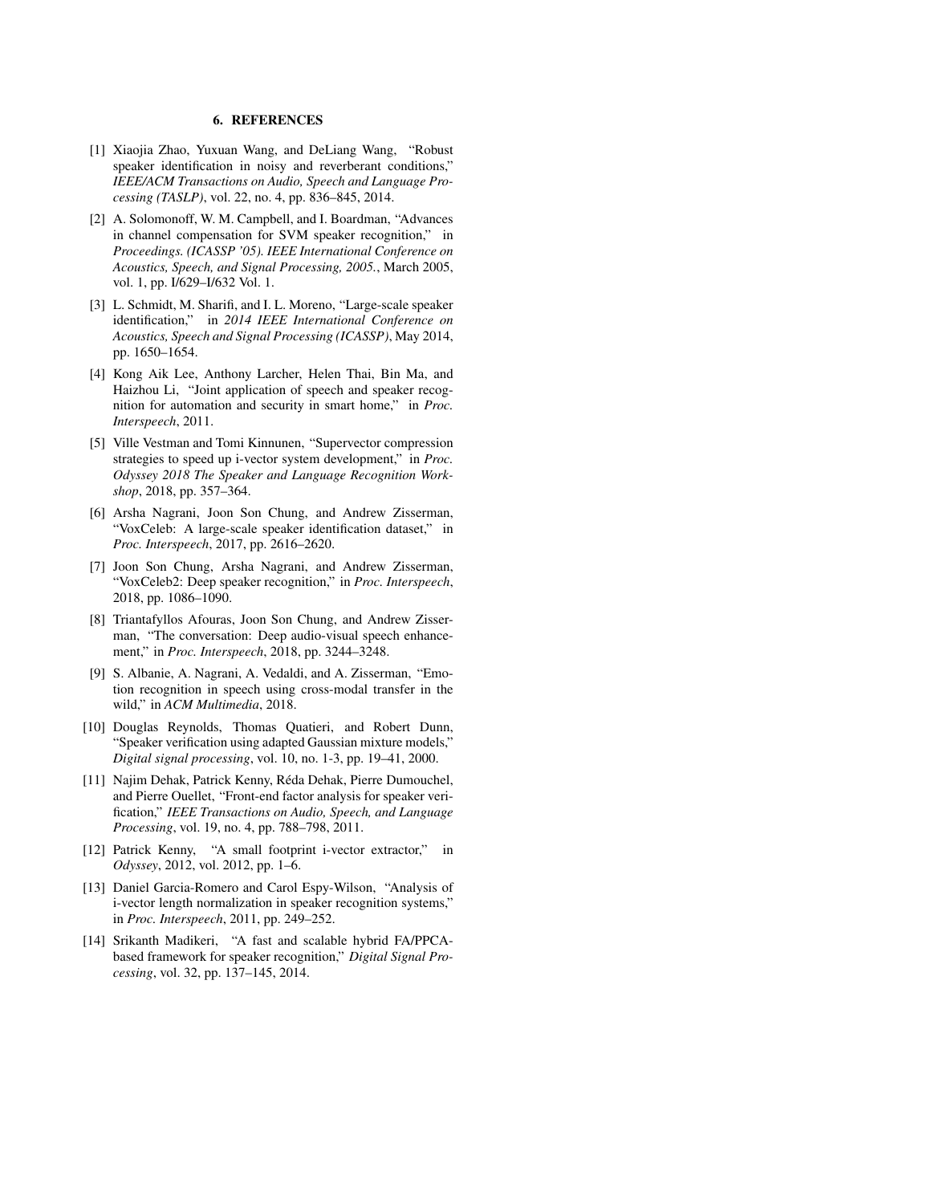### 6. REFERENCES

[1] Xiaojia Zhao, Yuxuan Wang, and DeLiang Wang, "Robust speaker identification in noisy and reverberant conditions," *IEEE/ACM Transactions on Audio, Speech and Language Processing (TASLP)*, vol. 22, no. 4, pp. 836–845, 2014.

[2] A. Solomonoff, W. M. Campbell, and I. Boardman, "Advances in channel compensation for SVM speaker recognition," in *Proceedings. (ICASSP '05). IEEE International Conference on Acoustics, Speech, and Signal Processing, 2005.*, March 2005, vol. 1, pp. I/629–I/632 Vol. 1.

[3] L. Schmidt, M. Sharifi, and I. L. Moreno, "Large-scale speaker identification," in *2014 IEEE International Conference on Acoustics, Speech and Signal Processing (ICASSP)*, May 2014, pp. 1650–1654.

[4] Kong Aik Lee, Anthony Larcher, Helen Thai, Bin Ma, and Haizhou Li, "Joint application of speech and speaker recognition for automation and security in smart home," in *Proc. Interspeech*, 2011.

[5] Ville Vestman and Tomi Kinnunen, "Supervector compression strategies to speed up i-vector system development," in *Proc. Odyssey 2018 The Speaker and Language Recognition Workshop*, 2018, pp. 357–364.

[6] Arsha Nagrani, Joon Son Chung, and Andrew Zisserman, "VoxCeleb: A large-scale speaker identification dataset," in *Proc. Interspeech*, 2017, pp. 2616–2620.

[7] Joon Son Chung, Arsha Nagrani, and Andrew Zisserman, "VoxCeleb2: Deep speaker recognition," in *Proc. Interspeech*, 2018, pp. 1086–1090.

[8] Triantafyllos Afouras, Joon Son Chung, and Andrew Zisserman, "The conversation: Deep audio-visual speech enhancement," in *Proc. Interspeech*, 2018, pp. 3244–3248.

[9] S. Albanie, A. Nagrani, A. Vedaldi, and A. Zisserman, "Emotion recognition in speech using cross-modal transfer in the wild," in *ACM Multimedia*, 2018.

[10] Douglas Reynolds, Thomas Quatieri, and Robert Dunn, "Speaker verification using adapted Gaussian mixture models," *Digital signal processing*, vol. 10, no. 1-3, pp. 19–41, 2000.

[11] Najim Dehak, Patrick Kenny, Réda Dehak, Pierre Dumouchel, and Pierre Ouellet, "Front-end factor analysis for speaker verification," *IEEE Transactions on Audio, Speech, and Language Processing*, vol. 19, no. 4, pp. 788–798, 2011.

[12] Patrick Kenny, "A small footprint i-vector extractor," in *Odyssey*, 2012, vol. 2012, pp. 1–6.

[13] Daniel Garcia-Romero and Carol Espy-Wilson, "Analysis of i-vector length normalization in speaker recognition systems," in *Proc. Interspeech*, 2011, pp. 249–252.

[14] Srikanth Madikeri, "A fast and scalable hybrid FA/PPCA-based framework for speaker recognition," *Digital Signal Processing*, vol. 32, pp. 137–145, 2014.